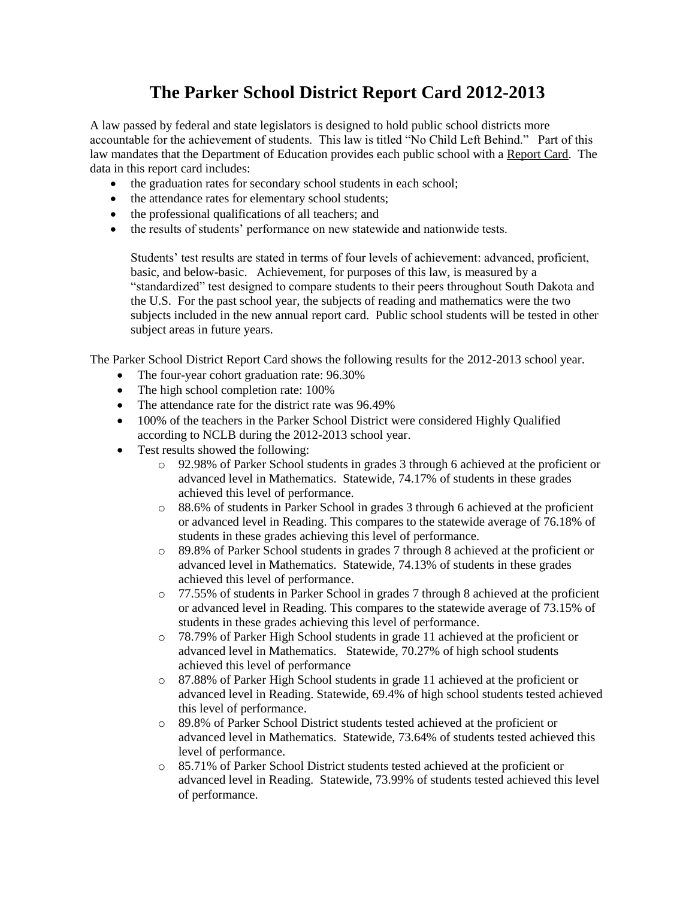# The Parker School District Report Card 2012-2013

A law passed by federal and state legislators is designed to hold public school districts more accountable for the achievement of students. This law is titled "No Child Left Behind." Part of this law mandates that the Department of Education provides each public school with a Report Card. The data in this report card includes:

- the graduation rates for secondary school students in each school;
- the attendance rates for elementary school students;
- the professional qualifications of all teachers; and
- the results of students' performance on new statewide and nationwide tests.

  Students' test results are stated in terms of four levels of achievement: advanced, proficient, basic, and below-basic. Achievement, for purposes of this law, is measured by a "standardized" test designed to compare students to their peers throughout South Dakota and the U.S. For the past school year, the subjects of reading and mathematics were the two subjects included in the new annual report card. Public school students will be tested in other subject areas in future years.

The Parker School District Report Card shows the following results for the 2012-2013 school year.

- The four-year cohort graduation rate: 96.30%
- The high school completion rate: 100%
- The attendance rate for the district rate was 96.49%
- 100% of the teachers in the Parker School District were considered Highly Qualified according to NCLB during the 2012-2013 school year.
- Test results showed the following:
  - 92.98% of Parker School students in grades 3 through 6 achieved at the proficient or advanced level in Mathematics. Statewide, 74.17% of students in these grades achieved this level of performance.
  - 88.6% of students in Parker School in grades 3 through 6 achieved at the proficient or advanced level in Reading. This compares to the statewide average of 76.18% of students in these grades achieving this level of performance.
  - 89.8% of Parker School students in grades 7 through 8 achieved at the proficient or advanced level in Mathematics. Statewide, 74.13% of students in these grades achieved this level of performance.
  - 77.55% of students in Parker School in grades 7 through 8 achieved at the proficient or advanced level in Reading. This compares to the statewide average of 73.15% of students in these grades achieving this level of performance.
  - 78.79% of Parker High School students in grade 11 achieved at the proficient or advanced level in Mathematics. Statewide, 70.27% of high school students achieved this level of performance
  - 87.88% of Parker High School students in grade 11 achieved at the proficient or advanced level in Reading. Statewide, 69.4% of high school students tested achieved this level of performance.
  - 89.8% of Parker School District students tested achieved at the proficient or advanced level in Mathematics. Statewide, 73.64% of students tested achieved this level of performance.
  - 85.71% of Parker School District students tested achieved at the proficient or advanced level in Reading. Statewide, 73.99% of students tested achieved this level of performance.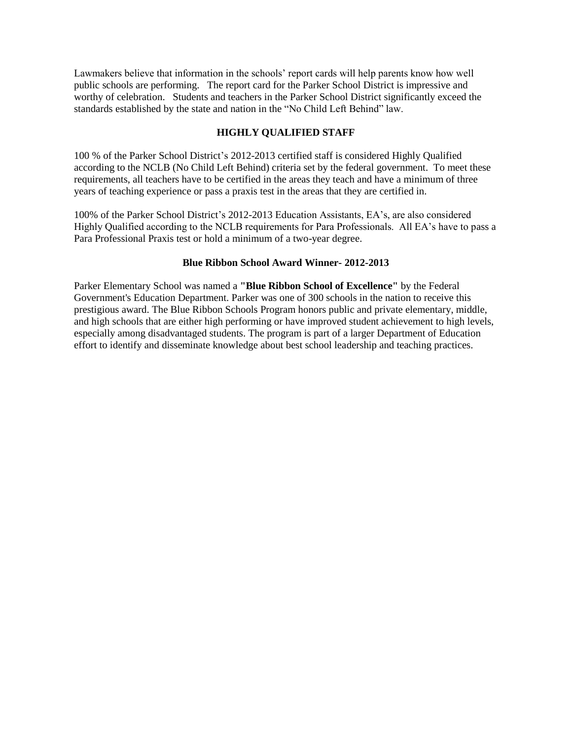Lawmakers believe that information in the schools' report cards will help parents know how well public schools are performing. The report card for the Parker School District is impressive and worthy of celebration. Students and teachers in the Parker School District significantly exceed the standards established by the state and nation in the "No Child Left Behind" law.

## HIGHLY QUALIFIED STAFF

100 % of the Parker School District's 2012-2013 certified staff is considered Highly Qualified according to the NCLB (No Child Left Behind) criteria set by the federal government. To meet these requirements, all teachers have to be certified in the areas they teach and have a minimum of three years of teaching experience or pass a praxis test in the areas that they are certified in.

100% of the Parker School District's 2012-2013 Education Assistants, EA's, are also considered Highly Qualified according to the NCLB requirements for Para Professionals. All EA's have to pass a Para Professional Praxis test or hold a minimum of a two-year degree.

## Blue Ribbon School Award Winner- 2012-2013

Parker Elementary School was named a **"Blue Ribbon School of Excellence"** by the Federal Government's Education Department. Parker was one of 300 schools in the nation to receive this prestigious award. The Blue Ribbon Schools Program honors public and private elementary, middle, and high schools that are either high performing or have improved student achievement to high levels, especially among disadvantaged students. The program is part of a larger Department of Education effort to identify and disseminate knowledge about best school leadership and teaching practices.